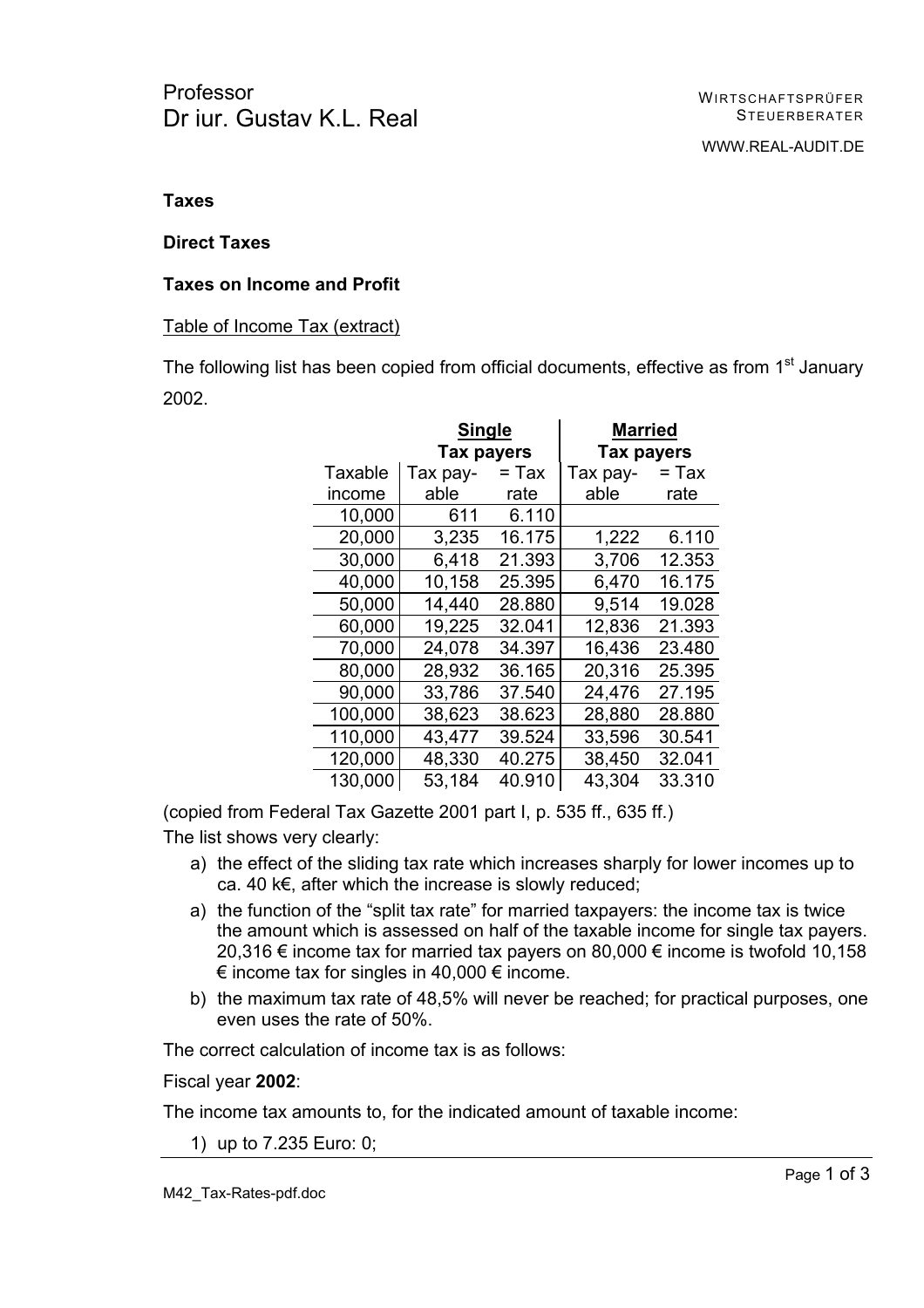Professor
Dr iur. Gustav K.L. Real

WIRTSCHAFTSPRÜFER
STEUERBERATER

WWW.REAL-AUDIT.DE

**Taxes**

**Direct Taxes**

**Taxes on Income and Profit**

Table of Income Tax (extract)

The following list has been copied from official documents, effective as from 1st January 2002.

| | **Single Tax payers** | | **Married Tax payers** | |
|---|---|---|---|---|
| Taxable income | Tax payable | = Tax rate | Tax payable | = Tax rate |
| 10,000 | 611 | 6.110 | | |
| 20,000 | 3,235 | 16.175 | 1,222 | 6.110 |
| 30,000 | 6,418 | 21.393 | 3,706 | 12.353 |
| 40,000 | 10,158 | 25.395 | 6,470 | 16.175 |
| 50,000 | 14,440 | 28.880 | 9,514 | 19.028 |
| 60,000 | 19,225 | 32.041 | 12,836 | 21.393 |
| 70,000 | 24,078 | 34.397 | 16,436 | 23.480 |
| 80,000 | 28,932 | 36.165 | 20,316 | 25.395 |
| 90,000 | 33,786 | 37.540 | 24,476 | 27.195 |
| 100,000 | 38,623 | 38.623 | 28,880 | 28.880 |
| 110,000 | 43,477 | 39.524 | 33,596 | 30.541 |
| 120,000 | 48,330 | 40.275 | 38,450 | 32.041 |
| 130,000 | 53,184 | 40.910 | 43,304 | 33.310 |

(copied from Federal Tax Gazette 2001 part I, p. 535 ff., 635 ff.)

The list shows very clearly:

a) the effect of the sliding tax rate which increases sharply for lower incomes up to ca. 40 k€, after which the increase is slowly reduced;

a) the function of the "split tax rate" for married taxpayers: the income tax is twice the amount which is assessed on half of the taxable income for single tax payers. 20,316 € income tax for married tax payers on 80,000 € income is twofold 10,158 € income tax for singles in 40,000 € income.

b) the maximum tax rate of 48,5% will never be reached; for practical purposes, one even uses the rate of 50%.

The correct calculation of income tax is as follows:

Fiscal year **2002**:

The income tax amounts to, for the indicated amount of taxable income:

1) up to 7.235 Euro: 0;

M42_Tax-Rates-pdf.doc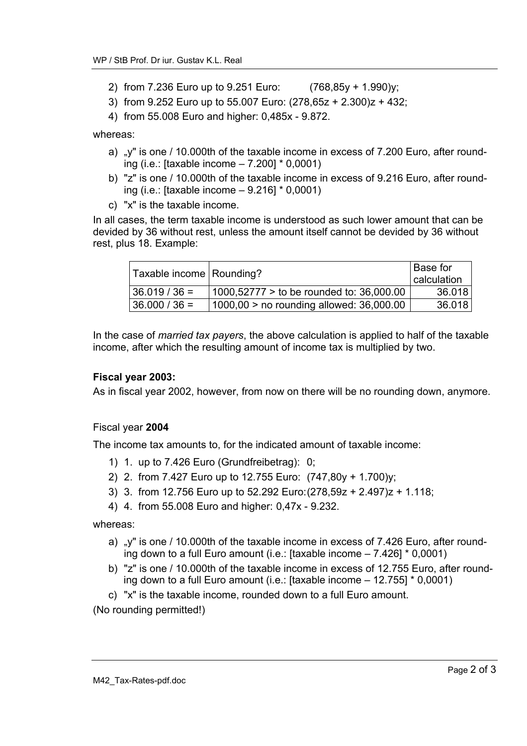2) from 7.236 Euro up to 9.251 Euro: $(768{,}85y + 1.990)y$;
3) from 9.252 Euro up to 55.007 Euro: $(278{,}65z + 2.300)z + 432$;
4) from 55.008 Euro and higher: $0{,}485x - 9.872$.

whereas:

a) „y" is one / 10.000th of the taxable income in excess of 7.200 Euro, after rounding (i.e.: [taxable income – 7.200] * 0,0001)
b) "z" is one / 10.000th of the taxable income in excess of 9.216 Euro, after rounding (i.e.: [taxable income – 9.216] * 0,0001)
c) "x" is the taxable income.

In all cases, the term taxable income is understood as such lower amount that can be devided by 36 without rest, unless the amount itself cannot be devided by 36 without rest, plus 18. Example:

| Taxable income | Rounding? | Base for calculation |
|---|---|---|
| 36.019 / 36 = | 1000,52777 > to be rounded to: 36,000.00 | 36.018 |
| 36.000 / 36 = | 1000,00 > no rounding allowed: 36,000.00 | 36.018 |

In the case of *married tax payers*, the above calculation is applied to half of the taxable income, after which the resulting amount of income tax is multiplied by two.

**Fiscal year 2003:**

As in fiscal year 2002, however, from now on there will be no rounding down, anymore.

Fiscal year **2004**

The income tax amounts to, for the indicated amount of taxable income:

1) 1. up to 7.426 Euro (Grundfreibetrag): 0;
2) 2. from 7.427 Euro up to 12.755 Euro: $(747{,}80y + 1.700)y$;
3) 3. from 12.756 Euro up to 52.292 Euro: $(278{,}59z + 2.497)z + 1.118$;
4) 4. from 55.008 Euro and higher: $0{,}47x - 9.232$.

whereas:

a) „y" is one / 10.000th of the taxable income in excess of 7.426 Euro, after rounding down to a full Euro amount (i.e.: [taxable income – 7.426] * 0,0001)
b) "z" is one / 10.000th of the taxable income in excess of 12.755 Euro, after rounding down to a full Euro amount (i.e.: [taxable income – 12.755] * 0,0001)
c) "x" is the taxable income, rounded down to a full Euro amount.

(No rounding permitted!)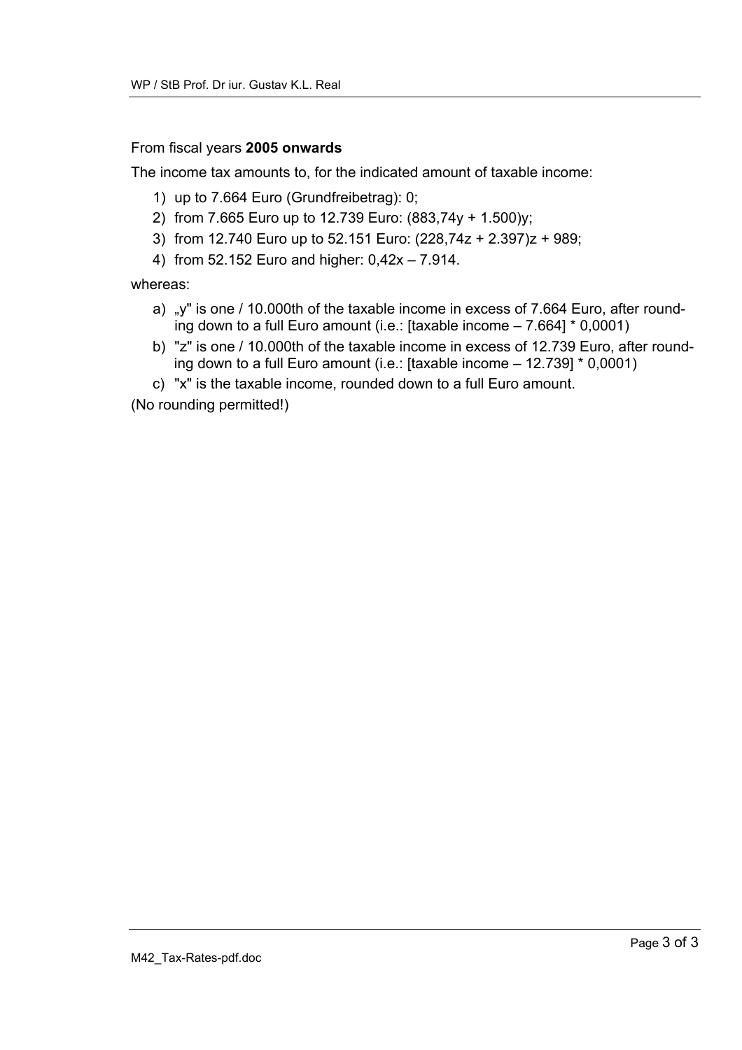From fiscal years **2005 onwards**

The income tax amounts to, for the indicated amount of taxable income:

1) up to 7.664 Euro (Grundfreibetrag): 0;
2) from 7.665 Euro up to 12.739 Euro: $(883{,}74y + 1.500)y$;
3) from 12.740 Euro up to 52.151 Euro: $(228{,}74z + 2.397)z + 989$;
4) from 52.152 Euro and higher: $0{,}42x – 7.914$.

whereas:

a) „y" is one / 10.000th of the taxable income in excess of 7.664 Euro, after rounding down to a full Euro amount (i.e.: [taxable income – 7.664] * 0,0001)
b) "z" is one / 10.000th of the taxable income in excess of 12.739 Euro, after rounding down to a full Euro amount (i.e.: [taxable income – 12.739] * 0,0001)
c) "x" is the taxable income, rounded down to a full Euro amount.

(No rounding permitted!)